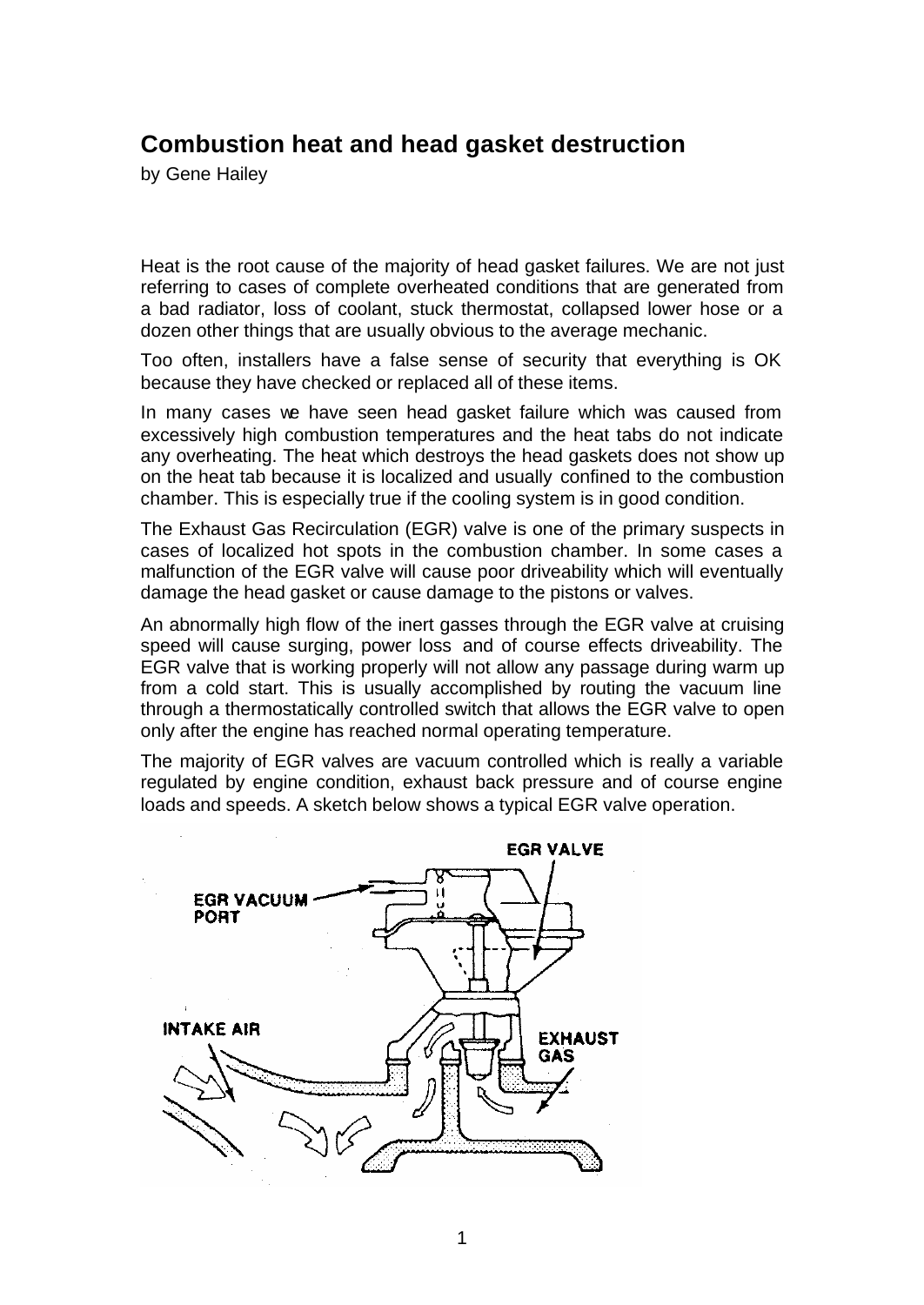# Combustion heat and head gasket destruction

by Gene Hailey

Heat is the root cause of the majority of head gasket failures. We are not just referring to cases of complete overheated conditions that are generated from a bad radiator, loss of coolant, stuck thermostat, collapsed lower hose or a dozen other things that are usually obvious to the average mechanic.

Too often, installers have a false sense of security that everything is OK because they have checked or replaced all of these items.

In many cases we have seen head gasket failure which was caused from excessively high combustion temperatures and the heat tabs do not indicate any overheating. The heat which destroys the head gaskets does not show up on the heat tab because it is localized and usually confined to the combustion chamber. This is especially true if the cooling system is in good condition.

The Exhaust Gas Recirculation (EGR) valve is one of the primary suspects in cases of localized hot spots in the combustion chamber. In some cases a malfunction of the EGR valve will cause poor driveability which will eventually damage the head gasket or cause damage to the pistons or valves.

An abnormally high flow of the inert gasses through the EGR valve at cruising speed will cause surging, power loss and of course effects driveability. The EGR valve that is working properly will not allow any passage during warm up from a cold start. This is usually accomplished by routing the vacuum line through a thermostatically controlled switch that allows the EGR valve to open only after the engine has reached normal operating temperature.

The majority of EGR valves are vacuum controlled which is really a variable regulated by engine condition, exhaust back pressure and of course engine loads and speeds. A sketch below shows a typical EGR valve operation.

EGR VACUUM PORT

EGR VALVE

INTAKE AIR

EXHAUST GAS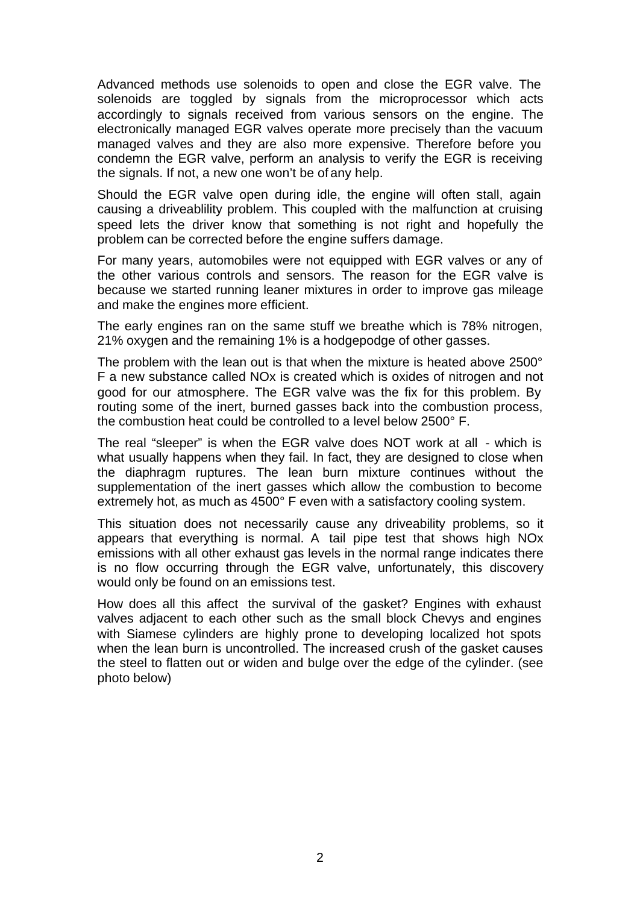Advanced methods use solenoids to open and close the EGR valve. The solenoids are toggled by signals from the microprocessor which acts accordingly to signals received from various sensors on the engine. The electronically managed EGR valves operate more precisely than the vacuum managed valves and they are also more expensive. Therefore before you condemn the EGR valve, perform an analysis to verify the EGR is receiving the signals. If not, a new one won't be of any help.

Should the EGR valve open during idle, the engine will often stall, again causing a driveablility problem. This coupled with the malfunction at cruising speed lets the driver know that something is not right and hopefully the problem can be corrected before the engine suffers damage.

For many years, automobiles were not equipped with EGR valves or any of the other various controls and sensors. The reason for the EGR valve is because we started running leaner mixtures in order to improve gas mileage and make the engines more efficient.

The early engines ran on the same stuff we breathe which is 78% nitrogen, 21% oxygen and the remaining 1% is a hodgepodge of other gasses.

The problem with the lean out is that when the mixture is heated above 2500° F a new substance called NOx is created which is oxides of nitrogen and not good for our atmosphere. The EGR valve was the fix for this problem. By routing some of the inert, burned gasses back into the combustion process, the combustion heat could be controlled to a level below 2500° F.

The real "sleeper" is when the EGR valve does NOT work at all - which is what usually happens when they fail. In fact, they are designed to close when the diaphragm ruptures. The lean burn mixture continues without the supplementation of the inert gasses which allow the combustion to become extremely hot, as much as 4500° F even with a satisfactory cooling system.

This situation does not necessarily cause any driveability problems, so it appears that everything is normal. A tail pipe test that shows high NOx emissions with all other exhaust gas levels in the normal range indicates there is no flow occurring through the EGR valve, unfortunately, this discovery would only be found on an emissions test.

How does all this affect the survival of the gasket? Engines with exhaust valves adjacent to each other such as the small block Chevys and engines with Siamese cylinders are highly prone to developing localized hot spots when the lean burn is uncontrolled. The increased crush of the gasket causes the steel to flatten out or widen and bulge over the edge of the cylinder. (see photo below)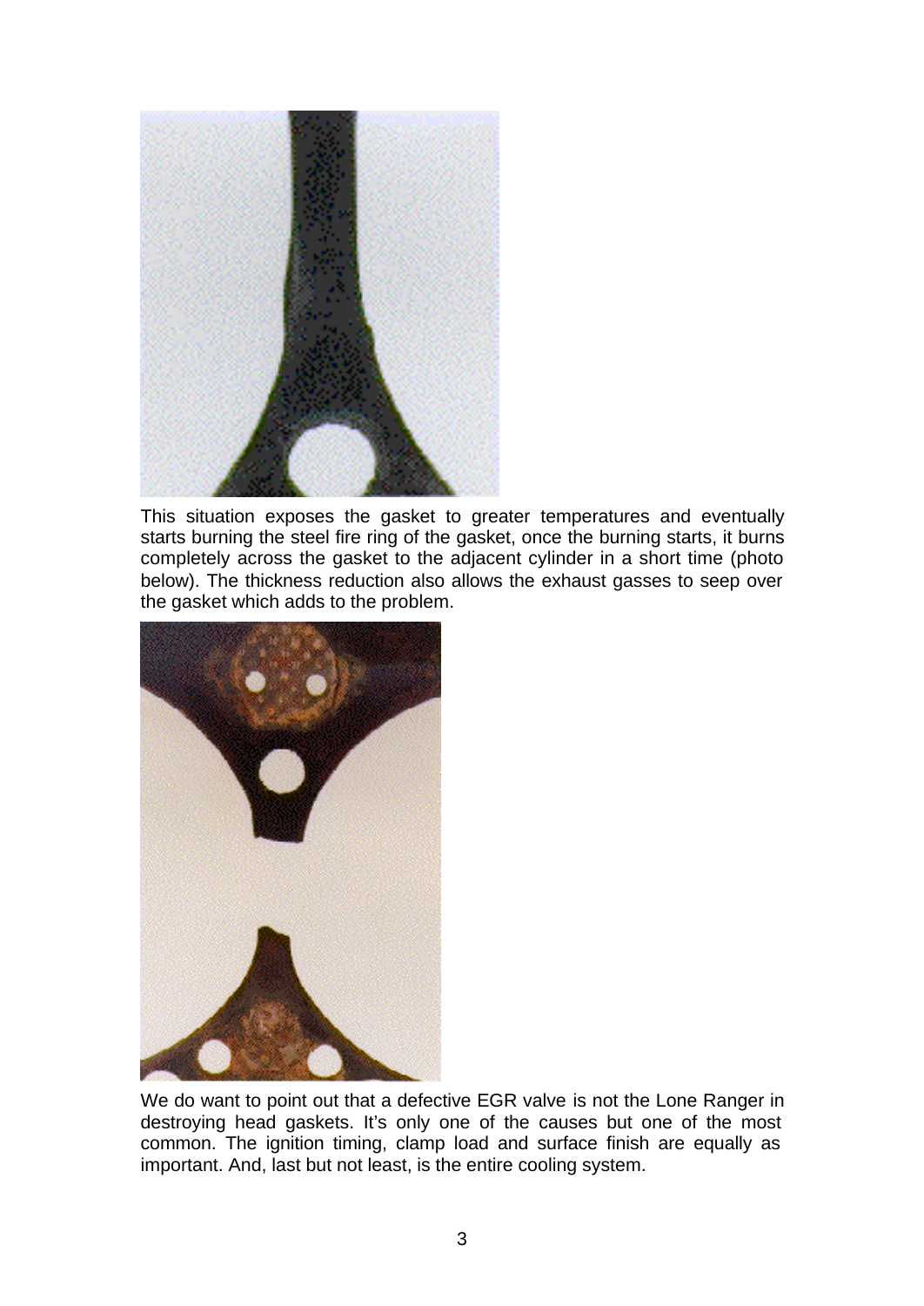This situation exposes the gasket to greater temperatures and eventually starts burning the steel fire ring of the gasket, once the burning starts, it burns completely across the gasket to the adjacent cylinder in a short time (photo below). The thickness reduction also allows the exhaust gasses to seep over the gasket which adds to the problem.

We do want to point out that a defective EGR valve is not the Lone Ranger in destroying head gaskets. It's only one of the causes but one of the most common. The ignition timing, clamp load and surface finish are equally as important. And, last but not least, is the entire cooling system.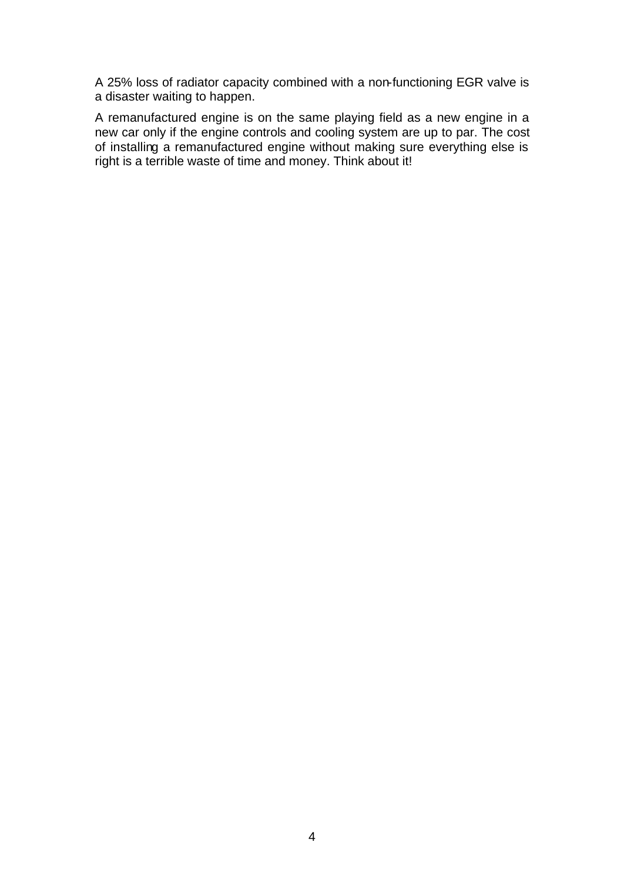A 25% loss of radiator capacity combined with a non-functioning EGR valve is a disaster waiting to happen.

A remanufactured engine is on the same playing field as a new engine in a new car only if the engine controls and cooling system are up to par. The cost of installing a remanufactured engine without making sure everything else is right is a terrible waste of time and money. Think about it!